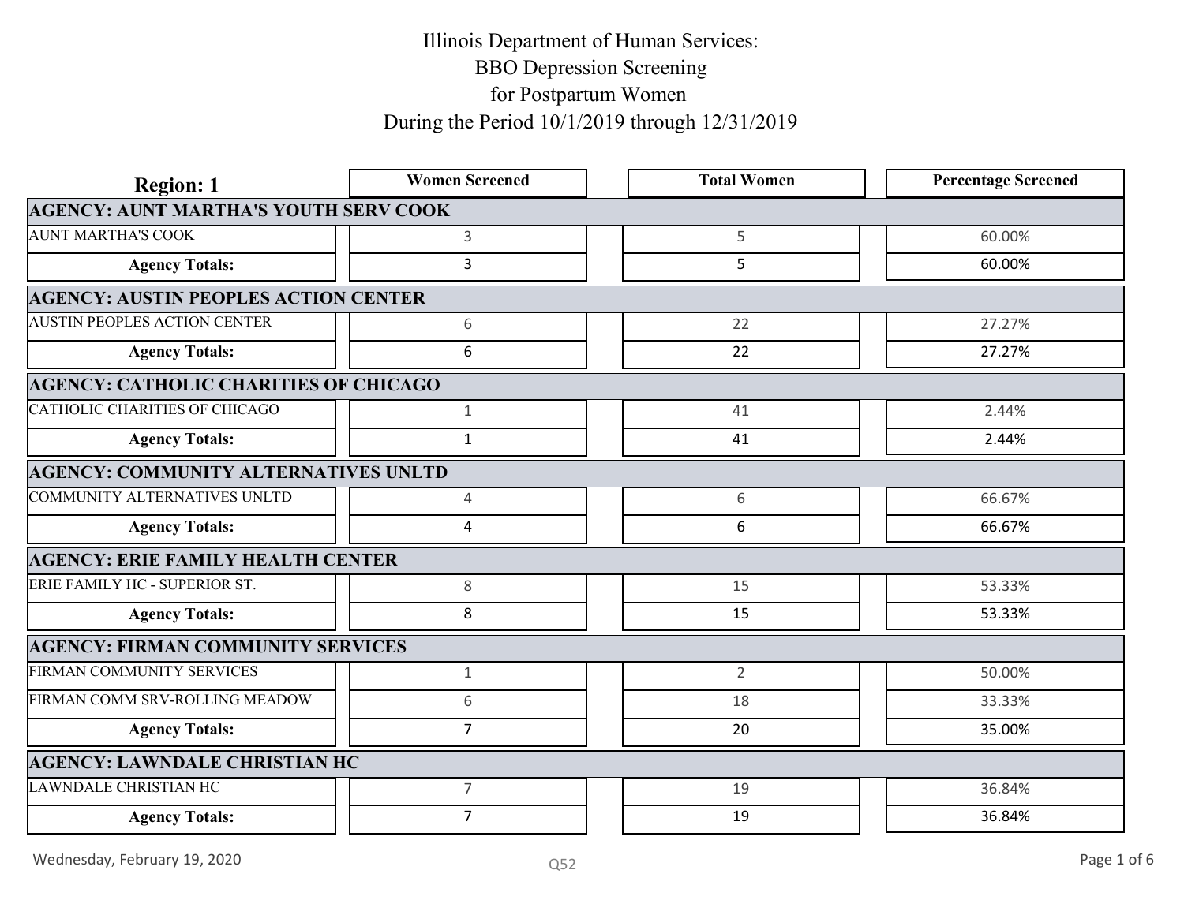# Illinois Department of Human Services: BBO Depression Screening for Postpartum Women During the Period 10/1/2019 through 12/31/2019

| Region: 1 | Women Screened | Total Women | Percentage Screened |
|---|---|---|---|
| **AGENCY: AUNT MARTHA'S YOUTH SERV COOK** | | | |
| AUNT MARTHA'S COOK | 3 | 5 | 60.00% |
| **Agency Totals:** | 3 | 5 | 60.00% |
| **AGENCY: AUSTIN PEOPLES ACTION CENTER** | | | |
| AUSTIN PEOPLES ACTION CENTER | 6 | 22 | 27.27% |
| **Agency Totals:** | 6 | 22 | 27.27% |
| **AGENCY: CATHOLIC CHARITIES OF CHICAGO** | | | |
| CATHOLIC CHARITIES OF CHICAGO | 1 | 41 | 2.44% |
| **Agency Totals:** | 1 | 41 | 2.44% |
| **AGENCY: COMMUNITY ALTERNATIVES UNLTD** | | | |
| COMMUNITY ALTERNATIVES UNLTD | 4 | 6 | 66.67% |
| **Agency Totals:** | 4 | 6 | 66.67% |
| **AGENCY: ERIE FAMILY HEALTH CENTER** | | | |
| ERIE FAMILY HC - SUPERIOR ST. | 8 | 15 | 53.33% |
| **Agency Totals:** | 8 | 15 | 53.33% |
| **AGENCY: FIRMAN COMMUNITY SERVICES** | | | |
| FIRMAN COMMUNITY SERVICES | 1 | 2 | 50.00% |
| FIRMAN COMM SRV-ROLLING MEADOW | 6 | 18 | 33.33% |
| **Agency Totals:** | 7 | 20 | 35.00% |
| **AGENCY: LAWNDALE CHRISTIAN HC** | | | |
| LAWNDALE CHRISTIAN HC | 7 | 19 | 36.84% |
| **Agency Totals:** | 7 | 19 | 36.84% |

Wednesday, February 19, 2020

Q52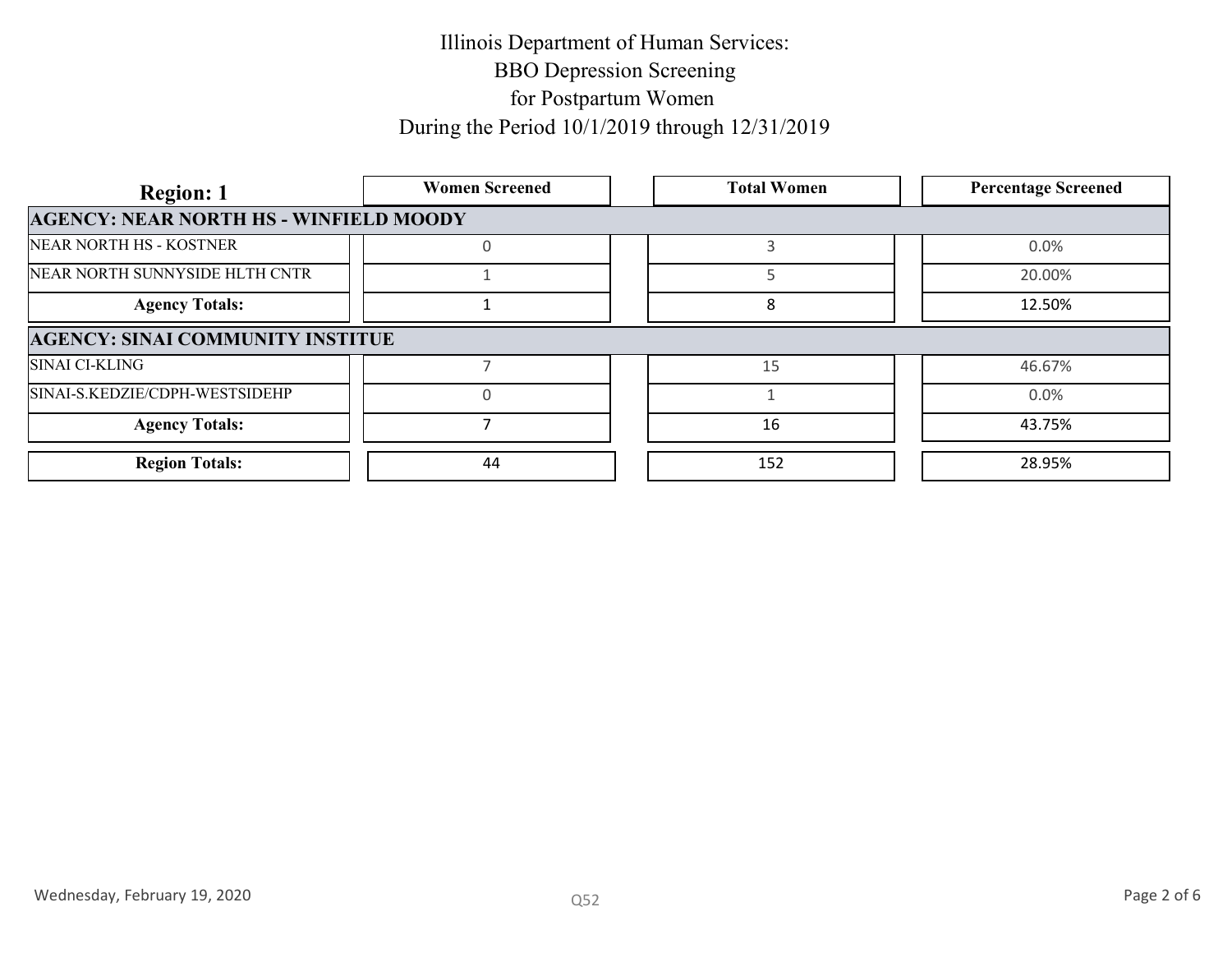# Illinois Department of Human Services: BBO Depression Screening for Postpartum Women During the Period 10/1/2019 through 12/31/2019

| Region: 1 | Women Screened | Total Women | Percentage Screened |
|---|---|---|---|
| **AGENCY: NEAR NORTH HS - WINFIELD MOODY** | | | |
| NEAR NORTH HS - KOSTNER | 0 | 3 | 0.0% |
| NEAR NORTH SUNNYSIDE HLTH CNTR | 1 | 5 | 20.00% |
| **Agency Totals:** | 1 | 8 | 12.50% |
| **AGENCY: SINAI COMMUNITY INSTITUE** | | | |
| SINAI CI-KLING | 7 | 15 | 46.67% |
| SINAI-S.KEDZIE/CDPH-WESTSIDEHP | 0 | 1 | 0.0% |
| **Agency Totals:** | 7 | 16 | 43.75% |
| **Region Totals:** | 44 | 152 | 28.95% |

Q52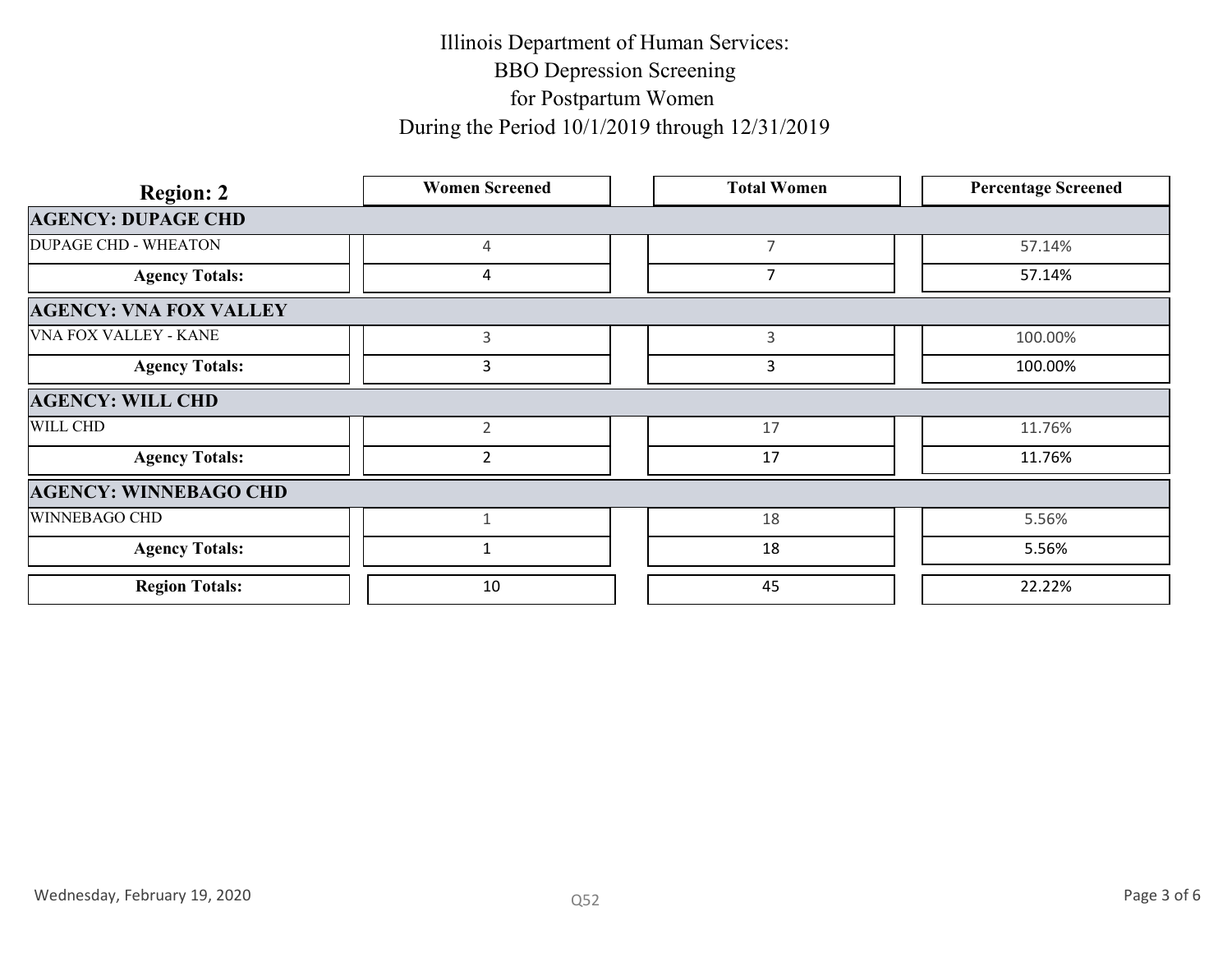# Illinois Department of Human Services:
# BBO Depression Screening
# for Postpartum Women
# During the Period 10/1/2019 through 12/31/2019

| Region: 2 | Women Screened | Total Women | Percentage Screened |
|---|---|---|---|
| **AGENCY: DUPAGE CHD** | | | |
| DUPAGE CHD - WHEATON | 4 | 7 | 57.14% |
| **Agency Totals:** | 4 | 7 | 57.14% |
| **AGENCY: VNA FOX VALLEY** | | | |
| VNA FOX VALLEY - KANE | 3 | 3 | 100.00% |
| **Agency Totals:** | 3 | 3 | 100.00% |
| **AGENCY: WILL CHD** | | | |
| WILL CHD | 2 | 17 | 11.76% |
| **Agency Totals:** | 2 | 17 | 11.76% |
| **AGENCY: WINNEBAGO CHD** | | | |
| WINNEBAGO CHD | 1 | 18 | 5.56% |
| **Agency Totals:** | 1 | 18 | 5.56% |
| **Region Totals:** | 10 | 45 | 22.22% |

Wednesday, February 19, 2020

Q52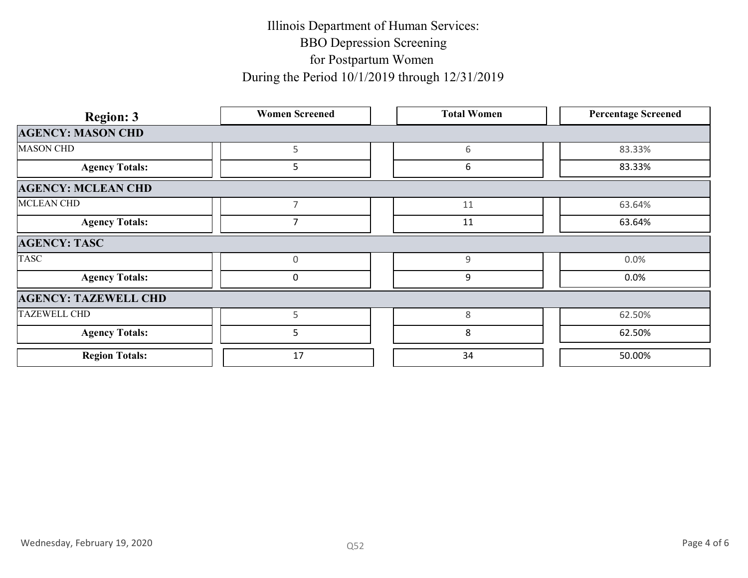# Illinois Department of Human Services:
# BBO Depression Screening
# for Postpartum Women
# During the Period 10/1/2019 through 12/31/2019

| Region: 3 | Women Screened | Total Women | Percentage Screened |
|---|---|---|---|
| **AGENCY: MASON CHD** | | | |
| MASON CHD | 5 | 6 | 83.33% |
| **Agency Totals:** | 5 | 6 | 83.33% |
| **AGENCY: MCLEAN CHD** | | | |
| MCLEAN CHD | 7 | 11 | 63.64% |
| **Agency Totals:** | 7 | 11 | 63.64% |
| **AGENCY: TASC** | | | |
| TASC | 0 | 9 | 0.0% |
| **Agency Totals:** | 0 | 9 | 0.0% |
| **AGENCY: TAZEWELL CHD** | | | |
| TAZEWELL CHD | 5 | 8 | 62.50% |
| **Agency Totals:** | 5 | 8 | 62.50% |
| **Region Totals:** | 17 | 34 | 50.00% |

Wednesday, February 19, 2020

Q52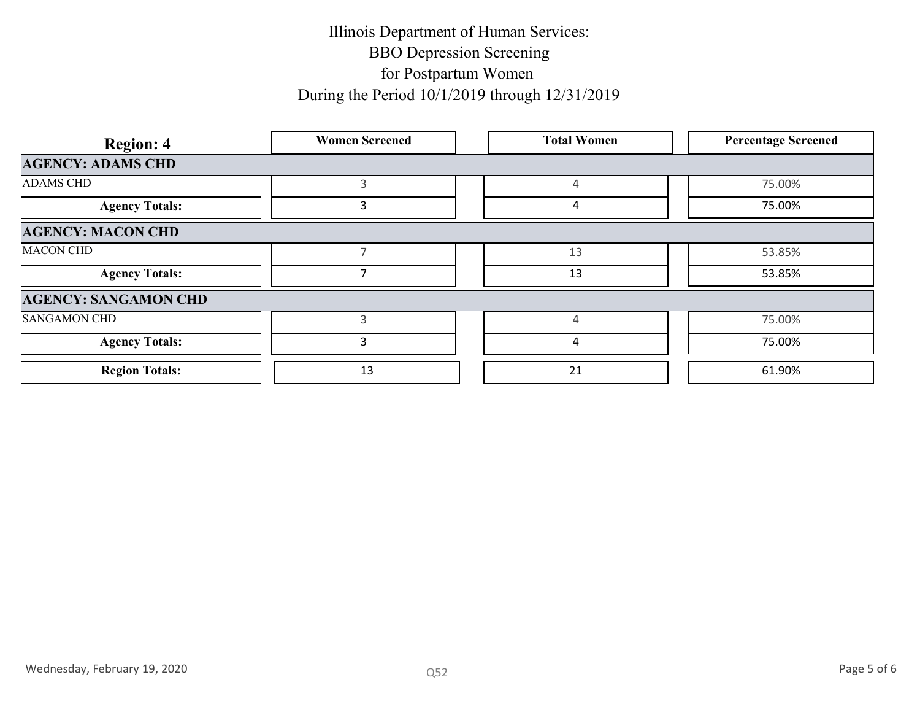# Illinois Department of Human Services:
# BBO Depression Screening
# for Postpartum Women
# During the Period 10/1/2019 through 12/31/2019

| Region: 4 | Women Screened | Total Women | Percentage Screened |
|---|---|---|---|
| **AGENCY: ADAMS CHD** | | | |
| ADAMS CHD | 3 | 4 | 75.00% |
| **Agency Totals:** | 3 | 4 | 75.00% |
| **AGENCY: MACON CHD** | | | |
| MACON CHD | 7 | 13 | 53.85% |
| **Agency Totals:** | 7 | 13 | 53.85% |
| **AGENCY: SANGAMON CHD** | | | |
| SANGAMON CHD | 3 | 4 | 75.00% |
| **Agency Totals:** | 3 | 4 | 75.00% |
| **Region Totals:** | 13 | 21 | 61.90% |

Wednesday, February 19, 2020

Q52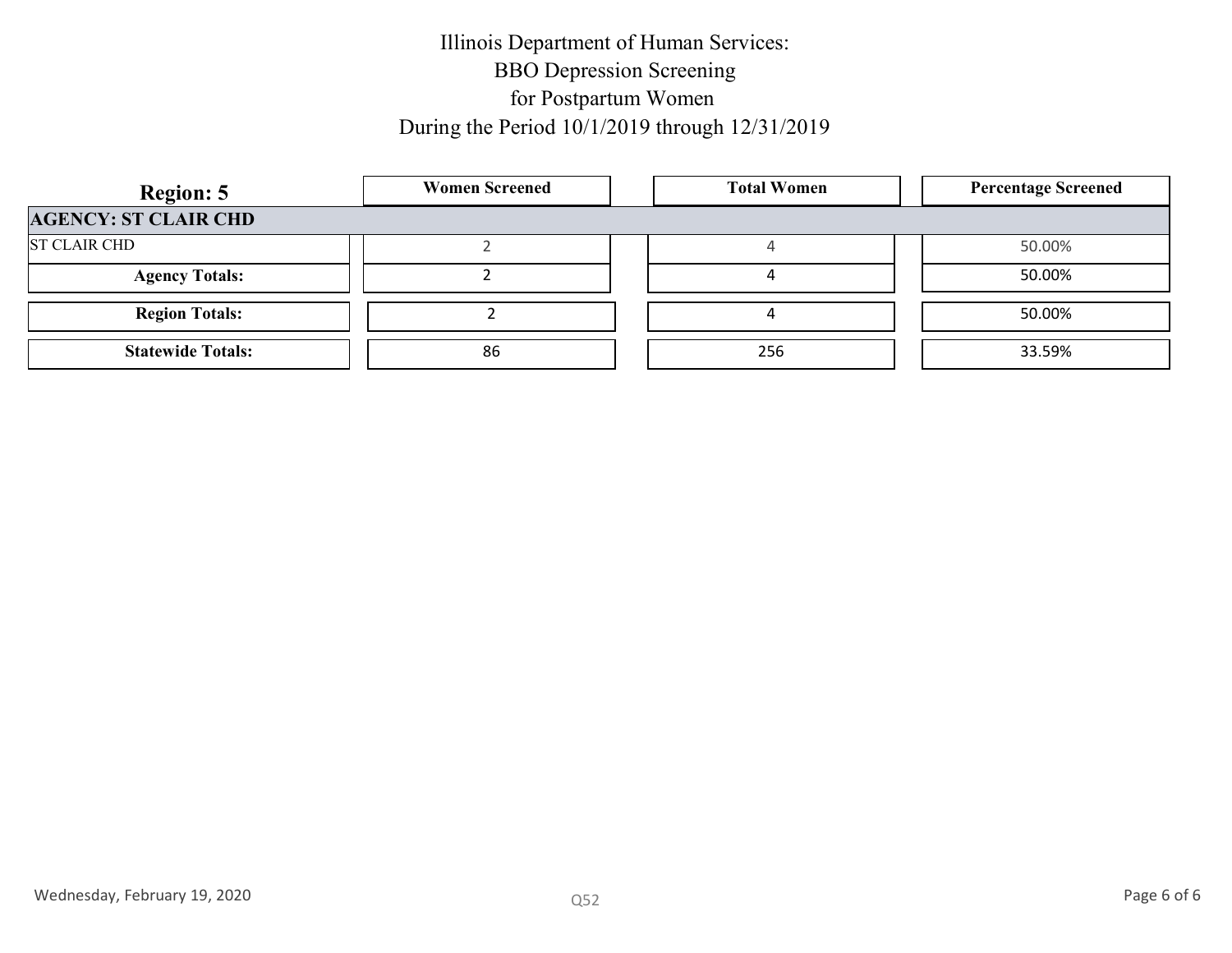# Illinois Department of Human Services:
# BBO Depression Screening
# for Postpartum Women
# During the Period 10/1/2019 through 12/31/2019

| Region: 5 | Women Screened | Total Women | Percentage Screened |
| --- | --- | --- | --- |
| **AGENCY: ST CLAIR CHD** | | | |
| ST CLAIR CHD | 2 | 4 | 50.00% |
| **Agency Totals:** | 2 | 4 | 50.00% |
| **Region Totals:** | 2 | 4 | 50.00% |
| **Statewide Totals:** | 86 | 256 | 33.59% |

Wednesday, February 19, 2020

Q52